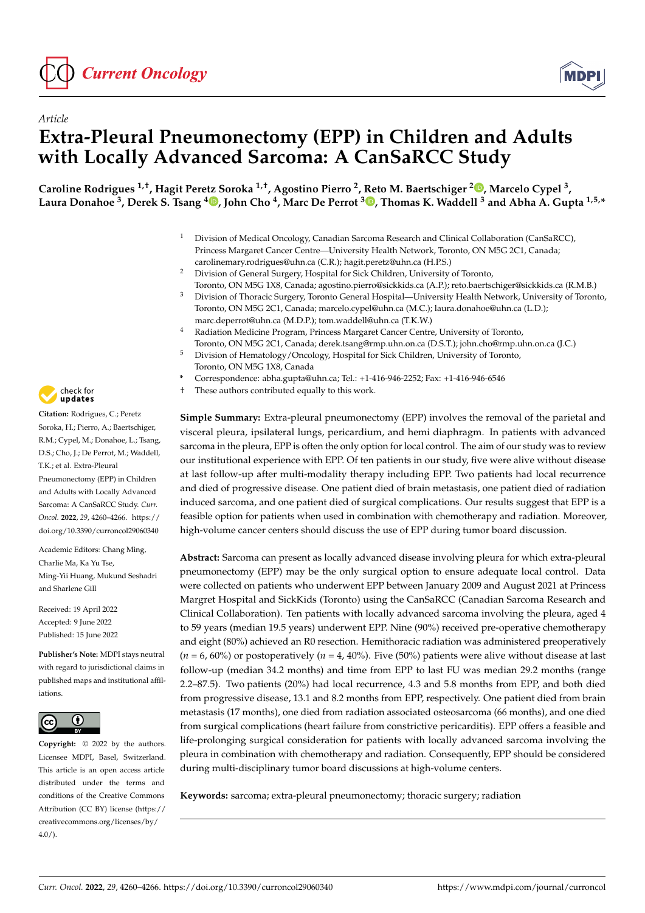*Article*

# Extra-Pleural Pneumonectomy (EPP) in Children and Adults with Locally Advanced Sarcoma: A CanSaRCC Study

**Caroline Rodrigues [1,†], Hagit Peretz Soroka [1,†], Agostino Pierro [2], Reto M. Baertschiger [2], Marcelo Cypel [3], Laura Donahoe [3], Derek S. Tsang [4], John Cho [4], Marc De Perrot [3], Thomas K. Waddell [3] and Abha A. Gupta [1,5,*]**

[1] Division of Medical Oncology, Canadian Sarcoma Research and Clinical Collaboration (CanSaRCC), Princess Margaret Cancer Centre—University Health Network, Toronto, ON M5G 2C1, Canada; carolinemary.rodrigues@uhn.ca (C.R.); hagit.peretz@uhn.ca (H.P.S.)

[2] Division of General Surgery, Hospital for Sick Children, University of Toronto, Toronto, ON M5G 1X8, Canada; agostino.pierro@sickkids.ca (A.P.); reto.baertschiger@sickkids.ca (R.M.B.)

[3] Division of Thoracic Surgery, Toronto General Hospital—University Health Network, University of Toronto, Toronto, ON M5G 2C1, Canada; marcelo.cypel@uhn.ca (M.C.); laura.donahoe@uhn.ca (L.D.); marc.deperrot@uhn.ca (M.D.P.); tom.waddell@uhn.ca (T.K.W.)

[4] Radiation Medicine Program, Princess Margaret Cancer Centre, University of Toronto, Toronto, ON M5G 2C1, Canada; derek.tsang@rmp.uhn.on.ca (D.S.T.); john.cho@rmp.uhn.on.ca (J.C.)

[5] Division of Hematology/Oncology, Hospital for Sick Children, University of Toronto, Toronto, ON M5G 1X8, Canada

\* Correspondence: abha.gupta@uhn.ca; Tel.: +1-416-946-2252; Fax: +1-416-946-6546

† These authors contributed equally to this work.

**Citation:** Rodrigues, C.; Peretz Soroka, H.; Pierro, A.; Baertschiger, R.M.; Cypel, M.; Donahoe, L.; Tsang, D.S.; Cho, J.; De Perrot, M.; Waddell, T.K.; et al. Extra-Pleural Pneumonectomy (EPP) in Children and Adults with Locally Advanced Sarcoma: A CanSaRCC Study. *Curr. Oncol.* **2022**, *29*, 4260–4266. https://doi.org/10.3390/curroncol29060340

Academic Editors: Chang Ming, Charlie Ma, Ka Yu Tse, Ming-Yii Huang, Mukund Seshadri and Sharlene Gill

Received: 19 April 2022
Accepted: 9 June 2022
Published: 15 June 2022

**Publisher's Note:** MDPI stays neutral with regard to jurisdictional claims in published maps and institutional affiliations.

**Copyright:** © 2022 by the authors. Licensee MDPI, Basel, Switzerland. This article is an open access article distributed under the terms and conditions of the Creative Commons Attribution (CC BY) license (https://creativecommons.org/licenses/by/4.0/).

**Simple Summary:** Extra-pleural pneumonectomy (EPP) involves the removal of the parietal and visceral pleura, ipsilateral lungs, pericardium, and hemi diaphragm. In patients with advanced sarcoma in the pleura, EPP is often the only option for local control. The aim of our study was to review our institutional experience with EPP. Of ten patients in our study, five were alive without disease at last follow-up after multi-modality therapy including EPP. Two patients had local recurrence and died of progressive disease. One patient died of brain metastasis, one patient died of radiation induced sarcoma, and one patient died of surgical complications. Our results suggest that EPP is a feasible option for patients when used in combination with chemotherapy and radiation. Moreover, high-volume cancer centers should discuss the use of EPP during tumor board discussion.

**Abstract:** Sarcoma can present as locally advanced disease involving pleura for which extra-pleural pneumonectomy (EPP) may be the only surgical option to ensure adequate local control. Data were collected on patients who underwent EPP between January 2009 and August 2021 at Princess Margret Hospital and SickKids (Toronto) using the CanSaRCC (Canadian Sarcoma Research and Clinical Collaboration). Ten patients with locally advanced sarcoma involving the pleura, aged 4 to 59 years (median 19.5 years) underwent EPP. Nine (90%) received pre-operative chemotherapy and eight (80%) achieved an R0 resection. Hemithoracic radiation was administered preoperatively ($n = 6$, 60%) or postoperatively ($n = 4$, 40%). Five (50%) patients were alive without disease at last follow-up (median 34.2 months) and time from EPP to last FU was median 29.2 months (range 2.2–87.5). Two patients (20%) had local recurrence, 4.3 and 5.8 months from EPP, and both died from progressive disease, 13.1 and 8.2 months from EPP, respectively. One patient died from brain metastasis (17 months), one died from radiation associated osteosarcoma (66 months), and one died from surgical complications (heart failure from constrictive pericarditis). EPP offers a feasible and life-prolonging surgical consideration for patients with locally advanced sarcoma involving the pleura in combination with chemotherapy and radiation. Consequently, EPP should be considered during multi-disciplinary tumor board discussions at high-volume centers.

**Keywords:** sarcoma; extra-pleural pneumonectomy; thoracic surgery; radiation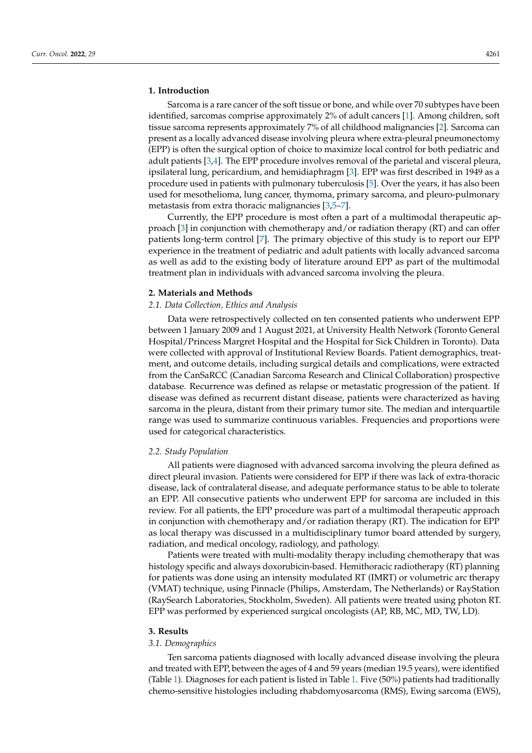## 1. Introduction

Sarcoma is a rare cancer of the soft tissue or bone, and while over 70 subtypes have been identified, sarcomas comprise approximately 2% of adult cancers [1]. Among children, soft tissue sarcoma represents approximately 7% of all childhood malignancies [2]. Sarcoma can present as a locally advanced disease involving pleura where extra-pleural pneumonectomy (EPP) is often the surgical option of choice to maximize local control for both pediatric and adult patients [3,4]. The EPP procedure involves removal of the parietal and visceral pleura, ipsilateral lung, pericardium, and hemidiaphragm [3]. EPP was first described in 1949 as a procedure used in patients with pulmonary tuberculosis [5]. Over the years, it has also been used for mesothelioma, lung cancer, thymoma, primary sarcoma, and pleuro-pulmonary metastasis from extra thoracic malignancies [3,5–7].

Currently, the EPP procedure is most often a part of a multimodal therapeutic approach [3] in conjunction with chemotherapy and/or radiation therapy (RT) and can offer patients long-term control [7]. The primary objective of this study is to report our EPP experience in the treatment of pediatric and adult patients with locally advanced sarcoma as well as add to the existing body of literature around EPP as part of the multimodal treatment plan in individuals with advanced sarcoma involving the pleura.

## 2. Materials and Methods

### 2.1. Data Collection, Ethics and Analysis

Data were retrospectively collected on ten consented patients who underwent EPP between 1 January 2009 and 1 August 2021, at University Health Network (Toronto General Hospital/Princess Margret Hospital and the Hospital for Sick Children in Toronto). Data were collected with approval of Institutional Review Boards. Patient demographics, treatment, and outcome details, including surgical details and complications, were extracted from the CanSaRCC (Canadian Sarcoma Research and Clinical Collaboration) prospective database. Recurrence was defined as relapse or metastatic progression of the patient. If disease was defined as recurrent distant disease, patients were characterized as having sarcoma in the pleura, distant from their primary tumor site. The median and interquartile range was used to summarize continuous variables. Frequencies and proportions were used for categorical characteristics.

### 2.2. Study Population

All patients were diagnosed with advanced sarcoma involving the pleura defined as direct pleural invasion. Patients were considered for EPP if there was lack of extra-thoracic disease, lack of contralateral disease, and adequate performance status to be able to tolerate an EPP. All consecutive patients who underwent EPP for sarcoma are included in this review. For all patients, the EPP procedure was part of a multimodal therapeutic approach in conjunction with chemotherapy and/or radiation therapy (RT). The indication for EPP as local therapy was discussed in a multidisciplinary tumor board attended by surgery, radiation, and medical oncology, radiology, and pathology.

Patients were treated with multi-modality therapy including chemotherapy that was histology specific and always doxorubicin-based. Hemithoracic radiotherapy (RT) planning for patients was done using an intensity modulated RT (IMRT) or volumetric arc therapy (VMAT) technique, using Pinnacle (Philips, Amsterdam, The Netherlands) or RayStation (RaySearch Laboratories, Stockholm, Sweden). All patients were treated using photon RT. EPP was performed by experienced surgical oncologists (AP, RB, MC, MD, TW, LD).

## 3. Results

### 3.1. Demographics

Ten sarcoma patients diagnosed with locally advanced disease involving the pleura and treated with EPP, between the ages of 4 and 59 years (median 19.5 years), were identified (Table 1). Diagnoses for each patient is listed in Table 1. Five (50%) patients had traditionally chemo-sensitive histologies including rhabdomyosarcoma (RMS), Ewing sarcoma (EWS),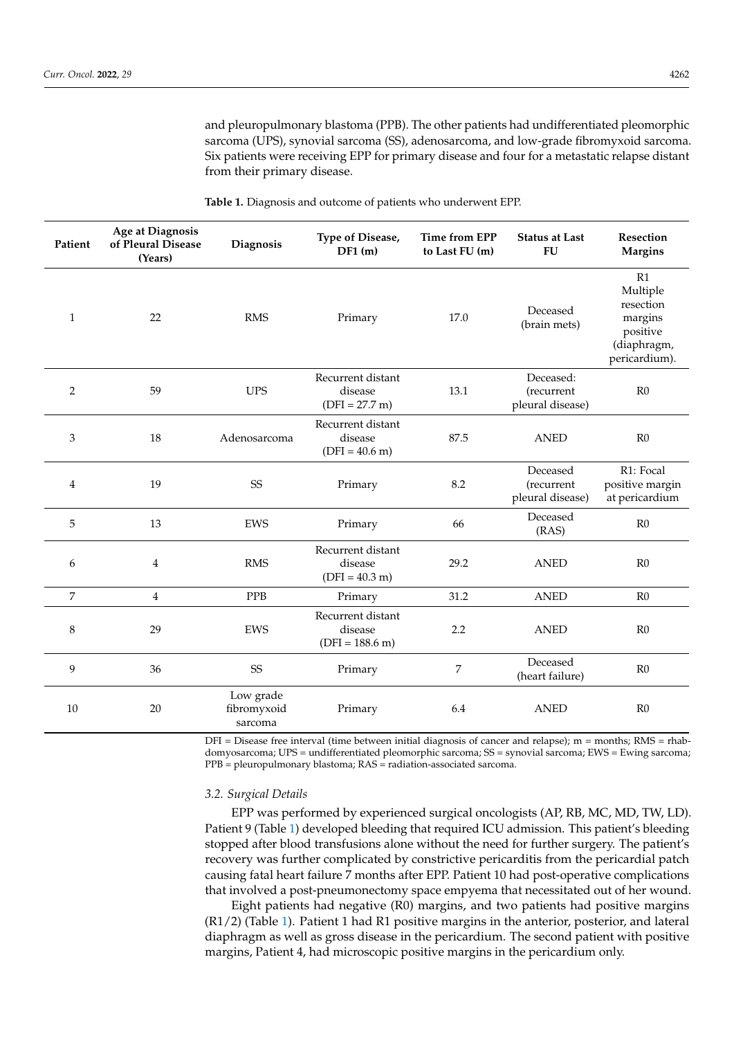and pleuropulmonary blastoma (PPB). The other patients had undifferentiated pleomorphic sarcoma (UPS), synovial sarcoma (SS), adenosarcoma, and low-grade fibromyxoid sarcoma. Six patients were receiving EPP for primary disease and four for a metastatic relapse distant from their primary disease.

**Table 1.** Diagnosis and outcome of patients who underwent EPP.

| Patient | Age at Diagnosis of Pleural Disease (Years) | Diagnosis | Type of Disease, DF1 (m) | Time from EPP to Last FU (m) | Status at Last FU | Resection Margins |
|---|---|---|---|---|---|---|
| 1 | 22 | RMS | Primary | 17.0 | Deceased (brain mets) | R1 Multiple resection margins positive (diaphragm, pericardium). |
| 2 | 59 | UPS | Recurrent distant disease (DFI = 27.7 m) | 13.1 | Deceased: (recurrent pleural disease) | R0 |
| 3 | 18 | Adenosarcoma | Recurrent distant disease (DFI = 40.6 m) | 87.5 | ANED | R0 |
| 4 | 19 | SS | Primary | 8.2 | Deceased (recurrent pleural disease) | R1: Focal positive margin at pericardium |
| 5 | 13 | EWS | Primary | 66 | Deceased (RAS) | R0 |
| 6 | 4 | RMS | Recurrent distant disease (DFI = 40.3 m) | 29.2 | ANED | R0 |
| 7 | 4 | PPB | Primary | 31.2 | ANED | R0 |
| 8 | 29 | EWS | Recurrent distant disease (DFI = 188.6 m) | 2.2 | ANED | R0 |
| 9 | 36 | SS | Primary | 7 | Deceased (heart failure) | R0 |
| 10 | 20 | Low grade fibromyxoid sarcoma | Primary | 6.4 | ANED | R0 |

DFI = Disease free interval (time between initial diagnosis of cancer and relapse); m = months; RMS = rhabdomyosarcoma; UPS = undifferentiated pleomorphic sarcoma; SS = synovial sarcoma; EWS = Ewing sarcoma; PPB = pleuropulmonary blastoma; RAS = radiation-associated sarcoma.

### *3.2. Surgical Details*

EPP was performed by experienced surgical oncologists (AP, RB, MC, MD, TW, LD). Patient 9 (Table 1) developed bleeding that required ICU admission. This patient's bleeding stopped after blood transfusions alone without the need for further surgery. The patient's recovery was further complicated by constrictive pericarditis from the pericardial patch causing fatal heart failure 7 months after EPP. Patient 10 had post-operative complications that involved a post-pneumonectomy space empyema that necessitated out of her wound.

Eight patients had negative (R0) margins, and two patients had positive margins (R1/2) (Table 1). Patient 1 had R1 positive margins in the anterior, posterior, and lateral diaphragm as well as gross disease in the pericardium. The second patient with positive margins, Patient 4, had microscopic positive margins in the pericardium only.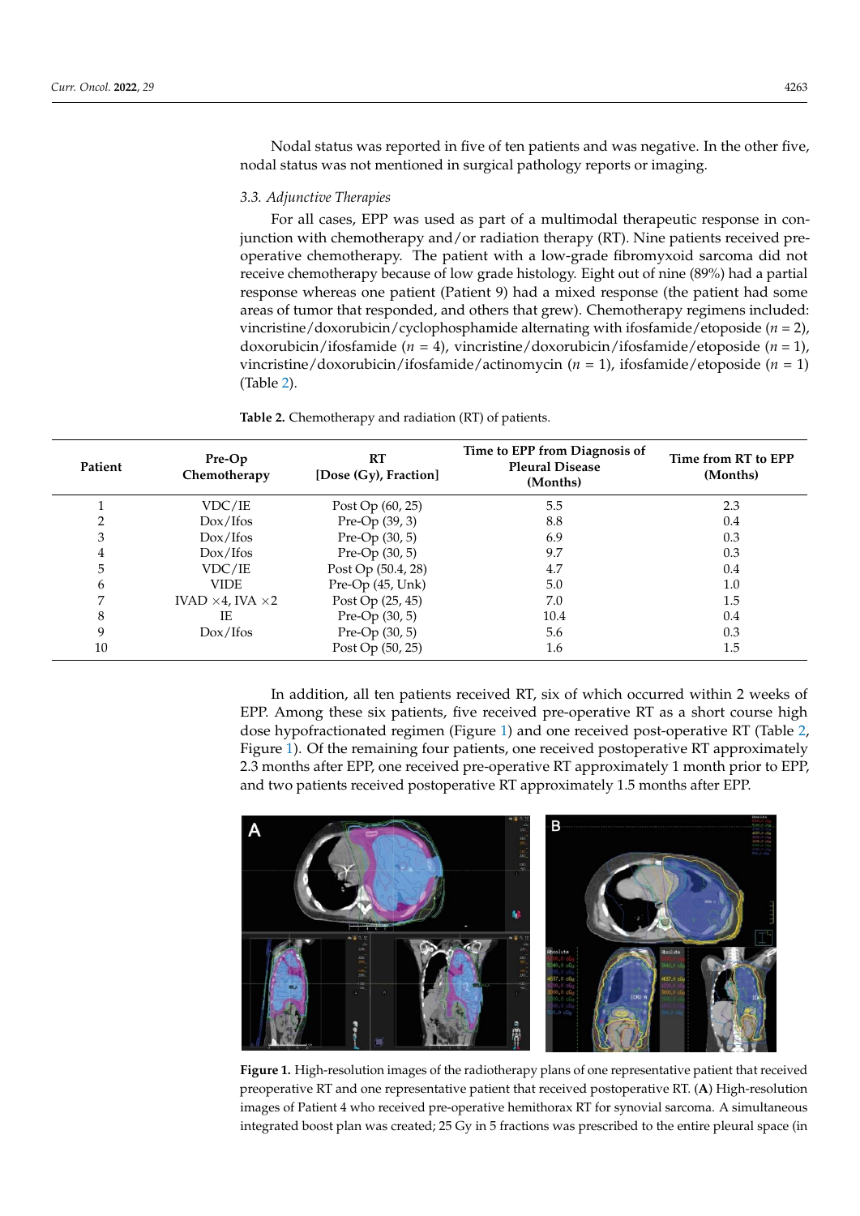Nodal status was reported in five of ten patients and was negative. In the other five, nodal status was not mentioned in surgical pathology reports or imaging.

### 3.3. Adjunctive Therapies

For all cases, EPP was used as part of a multimodal therapeutic response in conjunction with chemotherapy and/or radiation therapy (RT). Nine patients received preoperative chemotherapy. The patient with a low-grade fibromyxoid sarcoma did not receive chemotherapy because of low grade histology. Eight out of nine (89%) had a partial response whereas one patient (Patient 9) had a mixed response (the patient had some areas of tumor that responded, and others that grew). Chemotherapy regimens included: vincristine/doxorubicin/cyclophosphamide alternating with ifosfamide/etoposide ($n$ = 2), doxorubicin/ifosfamide ($n$ = 4), vincristine/doxorubicin/ifosfamide/etoposide ($n$ = 1), vincristine/doxorubicin/ifosfamide/actinomycin ($n$ = 1), ifosfamide/etoposide ($n$ = 1) (Table 2).

**Table 2.** Chemotherapy and radiation (RT) of patients.

| Patient | Pre-Op Chemotherapy | RT [Dose (Gy), Fraction] | Time to EPP from Diagnosis of Pleural Disease (Months) | Time from RT to EPP (Months) |
|---|---|---|---|---|
| 1 | VDC/IE | Post Op (60, 25) | 5.5 | 2.3 |
| 2 | Dox/Ifos | Pre-Op (39, 3) | 8.8 | 0.4 |
| 3 | Dox/Ifos | Pre-Op (30, 5) | 6.9 | 0.3 |
| 4 | Dox/Ifos | Pre-Op (30, 5) | 9.7 | 0.3 |
| 5 | VDC/IE | Post Op (50.4, 28) | 4.7 | 0.4 |
| 6 | VIDE | Pre-Op (45, Unk) | 5.0 | 1.0 |
| 7 | IVAD ×4, IVA ×2 | Post Op (25, 45) | 7.0 | 1.5 |
| 8 | IE | Pre-Op (30, 5) | 10.4 | 0.4 |
| 9 | Dox/Ifos | Pre-Op (30, 5) | 5.6 | 0.3 |
| 10 | | Post Op (50, 25) | 1.6 | 1.5 |

In addition, all ten patients received RT, six of which occurred within 2 weeks of EPP. Among these six patients, five received pre-operative RT as a short course high dose hypofractionated regimen (Figure 1) and one received post-operative RT (Table 2, Figure 1). Of the remaining four patients, one received postoperative RT approximately 2.3 months after EPP, one received pre-operative RT approximately 1 month prior to EPP, and two patients received postoperative RT approximately 1.5 months after EPP.

**Figure 1.** High-resolution images of the radiotherapy plans of one representative patient that received preoperative RT and one representative patient that received postoperative RT. (**A**) High-resolution images of Patient 4 who received pre-operative hemithorax RT for synovial sarcoma. A simultaneous integrated boost plan was created; 25 Gy in 5 fractions was prescribed to the entire pleural space (in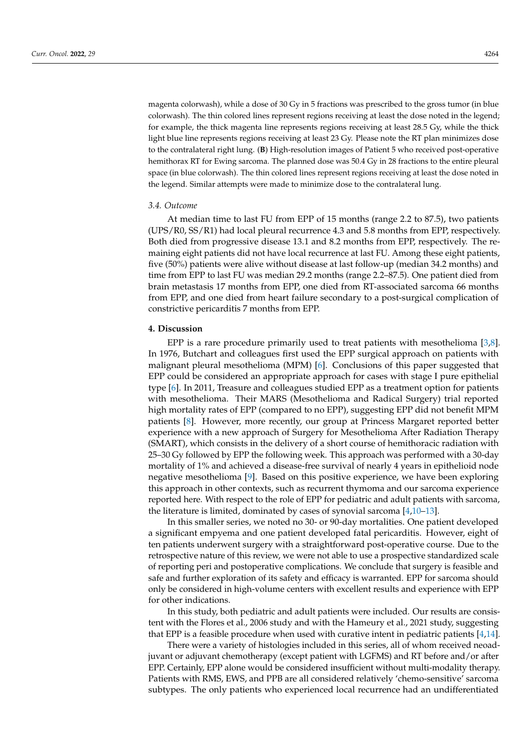magenta colorwash), while a dose of 30 Gy in 5 fractions was prescribed to the gross tumor (in blue colorwash). The thin colored lines represent regions receiving at least the dose noted in the legend; for example, the thick magenta line represents regions receiving at least 28.5 Gy, while the thick light blue line represents regions receiving at least 23 Gy. Please note the RT plan minimizes dose to the contralateral right lung. (**B**) High-resolution images of Patient 5 who received post-operative hemithorax RT for Ewing sarcoma. The planned dose was 50.4 Gy in 28 fractions to the entire pleural space (in blue colorwash). The thin colored lines represent regions receiving at least the dose noted in the legend. Similar attempts were made to minimize dose to the contralateral lung.

### *3.4. Outcome*

At median time to last FU from EPP of 15 months (range 2.2 to 87.5), two patients (UPS/R0, SS/R1) had local pleural recurrence 4.3 and 5.8 months from EPP, respectively. Both died from progressive disease 13.1 and 8.2 months from EPP, respectively. The remaining eight patients did not have local recurrence at last FU. Among these eight patients, five (50%) patients were alive without disease at last follow-up (median 34.2 months) and time from EPP to last FU was median 29.2 months (range 2.2–87.5). One patient died from brain metastasis 17 months from EPP, one died from RT-associated sarcoma 66 months from EPP, and one died from heart failure secondary to a post-surgical complication of constrictive pericarditis 7 months from EPP.

## **4. Discussion**

EPP is a rare procedure primarily used to treat patients with mesothelioma [3,8]. In 1976, Butchart and colleagues first used the EPP surgical approach on patients with malignant pleural mesothelioma (MPM) [6]. Conclusions of this paper suggested that EPP could be considered an appropriate approach for cases with stage I pure epithelial type [6]. In 2011, Treasure and colleagues studied EPP as a treatment option for patients with mesothelioma. Their MARS (Mesothelioma and Radical Surgery) trial reported high mortality rates of EPP (compared to no EPP), suggesting EPP did not benefit MPM patients [8]. However, more recently, our group at Princess Margaret reported better experience with a new approach of Surgery for Mesothelioma After Radiation Therapy (SMART), which consists in the delivery of a short course of hemithoracic radiation with 25–30 Gy followed by EPP the following week. This approach was performed with a 30-day mortality of 1% and achieved a disease-free survival of nearly 4 years in epithelioid node negative mesothelioma [9]. Based on this positive experience, we have been exploring this approach in other contexts, such as recurrent thymoma and our sarcoma experience reported here. With respect to the role of EPP for pediatric and adult patients with sarcoma, the literature is limited, dominated by cases of synovial sarcoma [4,10–13].

In this smaller series, we noted no 30- or 90-day mortalities. One patient developed a significant empyema and one patient developed fatal pericarditis. However, eight of ten patients underwent surgery with a straightforward post-operative course. Due to the retrospective nature of this review, we were not able to use a prospective standardized scale of reporting peri and postoperative complications. We conclude that surgery is feasible and safe and further exploration of its safety and efficacy is warranted. EPP for sarcoma should only be considered in high-volume centers with excellent results and experience with EPP for other indications.

In this study, both pediatric and adult patients were included. Our results are consistent with the Flores et al., 2006 study and with the Hameury et al., 2021 study, suggesting that EPP is a feasible procedure when used with curative intent in pediatric patients [4,14].

There were a variety of histologies included in this series, all of whom received neoadjuvant or adjuvant chemotherapy (except patient with LGFMS) and RT before and/or after EPP. Certainly, EPP alone would be considered insufficient without multi-modality therapy. Patients with RMS, EWS, and PPB are all considered relatively 'chemo-sensitive' sarcoma subtypes. The only patients who experienced local recurrence had an undifferentiated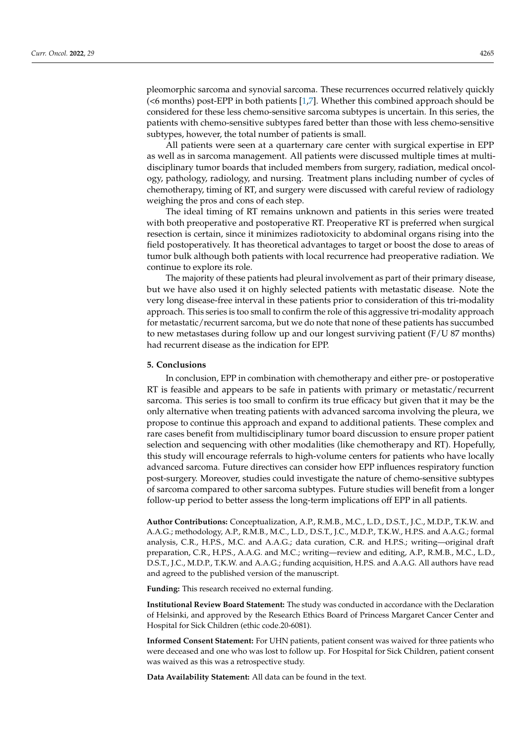pleomorphic sarcoma and synovial sarcoma. These recurrences occurred relatively quickly (<6 months) post-EPP in both patients [1,7]. Whether this combined approach should be considered for these less chemo-sensitive sarcoma subtypes is uncertain. In this series, the patients with chemo-sensitive subtypes fared better than those with less chemo-sensitive subtypes, however, the total number of patients is small.

All patients were seen at a quarternary care center with surgical expertise in EPP as well as in sarcoma management. All patients were discussed multiple times at multidisciplinary tumor boards that included members from surgery, radiation, medical oncology, pathology, radiology, and nursing. Treatment plans including number of cycles of chemotherapy, timing of RT, and surgery were discussed with careful review of radiology weighing the pros and cons of each step.

The ideal timing of RT remains unknown and patients in this series were treated with both preoperative and postoperative RT. Preoperative RT is preferred when surgical resection is certain, since it minimizes radiotoxicity to abdominal organs rising into the field postoperatively. It has theoretical advantages to target or boost the dose to areas of tumor bulk although both patients with local recurrence had preoperative radiation. We continue to explore its role.

The majority of these patients had pleural involvement as part of their primary disease, but we have also used it on highly selected patients with metastatic disease. Note the very long disease-free interval in these patients prior to consideration of this tri-modality approach. This series is too small to confirm the role of this aggressive tri-modality approach for metastatic/recurrent sarcoma, but we do note that none of these patients has succumbed to new metastases during follow up and our longest surviving patient (F/U 87 months) had recurrent disease as the indication for EPP.

## 5. Conclusions

In conclusion, EPP in combination with chemotherapy and either pre- or postoperative RT is feasible and appears to be safe in patients with primary or metastatic/recurrent sarcoma. This series is too small to confirm its true efficacy but given that it may be the only alternative when treating patients with advanced sarcoma involving the pleura, we propose to continue this approach and expand to additional patients. These complex and rare cases benefit from multidisciplinary tumor board discussion to ensure proper patient selection and sequencing with other modalities (like chemotherapy and RT). Hopefully, this study will encourage referrals to high-volume centers for patients who have locally advanced sarcoma. Future directives can consider how EPP influences respiratory function post-surgery. Moreover, studies could investigate the nature of chemo-sensitive subtypes of sarcoma compared to other sarcoma subtypes. Future studies will benefit from a longer follow-up period to better assess the long-term implications off EPP in all patients.

**Author Contributions:** Conceptualization, A.P., R.M.B., M.C., L.D., D.S.T., J.C., M.D.P., T.K.W. and A.A.G.; methodology, A.P., R.M.B., M.C., L.D., D.S.T., J.C., M.D.P., T.K.W., H.P.S. and A.A.G.; formal analysis, C.R., H.P.S., M.C. and A.A.G.; data curation, C.R. and H.P.S.; writing—original draft preparation, C.R., H.P.S., A.A.G. and M.C.; writing—review and editing, A.P., R.M.B., M.C., L.D., D.S.T., J.C., M.D.P., T.K.W. and A.A.G.; funding acquisition, H.P.S. and A.A.G. All authors have read and agreed to the published version of the manuscript.

**Funding:** This research received no external funding.

**Institutional Review Board Statement:** The study was conducted in accordance with the Declaration of Helsinki, and approved by the Research Ethics Board of Princess Margaret Cancer Center and Hospital for Sick Children (ethic code.20-6081).

**Informed Consent Statement:** For UHN patients, patient consent was waived for three patients who were deceased and one who was lost to follow up. For Hospital for Sick Children, patient consent was waived as this was a retrospective study.

**Data Availability Statement:** All data can be found in the text.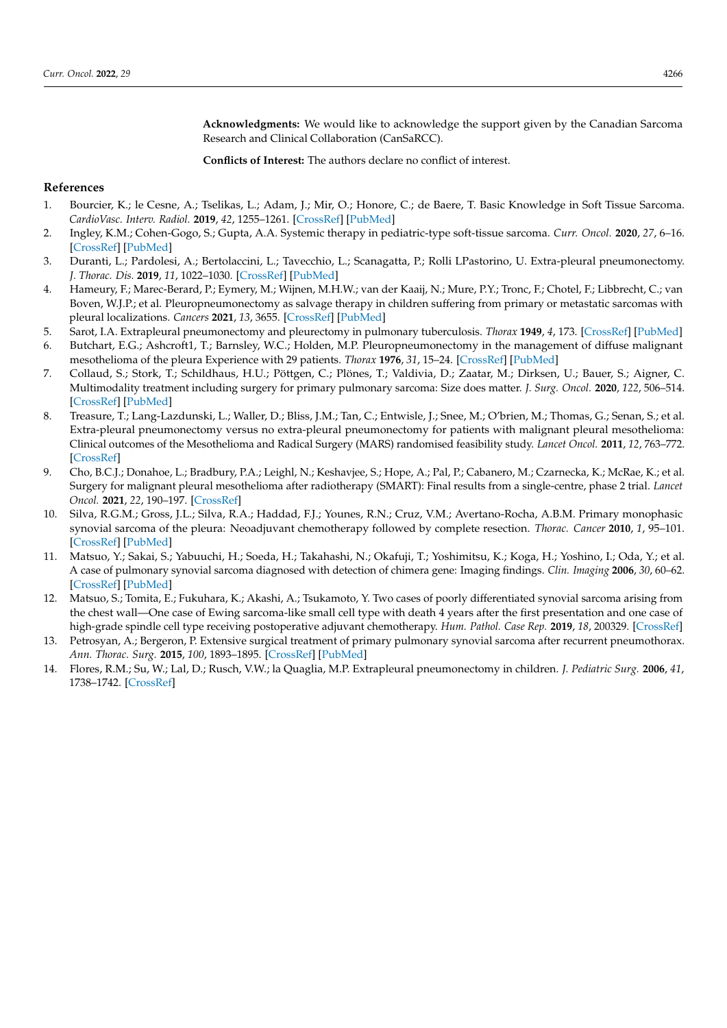**Acknowledgments:** We would like to acknowledge the support given by the Canadian Sarcoma Research and Clinical Collaboration (CanSaRCC).

**Conflicts of Interest:** The authors declare no conflict of interest.

## References

1. Bourcier, K.; le Cesne, A.; Tselikas, L.; Adam, J.; Mir, O.; Honore, C.; de Baere, T. Basic Knowledge in Soft Tissue Sarcoma. *CardioVasc. Interv. Radiol.* **2019**, *42*, 1255–1261. [CrossRef] [PubMed]
2. Ingley, K.M.; Cohen-Gogo, S.; Gupta, A.A. Systemic therapy in pediatric-type soft-tissue sarcoma. *Curr. Oncol.* **2020**, *27*, 6–16. [CrossRef] [PubMed]
3. Duranti, L.; Pardolesi, A.; Bertolaccini, L.; Tavecchio, L.; Scanagatta, P.; Rolli LPastorino, U. Extra-pleural pneumonectomy. *J. Thorac. Dis.* **2019**, *11*, 1022–1030. [CrossRef] [PubMed]
4. Hameury, F.; Marec-Berard, P.; Eymery, M.; Wijnen, M.H.W.; van der Kaaij, N.; Mure, P.Y.; Tronc, F.; Chotel, F.; Libbrecht, C.; van Boven, W.J.P.; et al. Pleuropneumonectomy as salvage therapy in children suffering from primary or metastatic sarcomas with pleural localizations. *Cancers* **2021**, *13*, 3655. [CrossRef] [PubMed]
5. Sarot, I.A. Extrapleural pneumonectomy and pleurectomy in pulmonary tuberculosis. *Thorax* **1949**, *4*, 173. [CrossRef] [PubMed]
6. Butchart, E.G.; Ashcroft1, T.; Barnsley, W.C.; Holden, M.P. Pleuropneumonectomy in the management of diffuse malignant mesothelioma of the pleura Experience with 29 patients. *Thorax* **1976**, *31*, 15–24. [CrossRef] [PubMed]
7. Collaud, S.; Stork, T.; Schildhaus, H.U.; Pöttgen, C.; Plönes, T.; Valdivia, D.; Zaatar, M.; Dirksen, U.; Bauer, S.; Aigner, C. Multimodality treatment including surgery for primary pulmonary sarcoma: Size does matter. *J. Surg. Oncol.* **2020**, *122*, 506–514. [CrossRef] [PubMed]
8. Treasure, T.; Lang-Lazdunski, L.; Waller, D.; Bliss, J.M.; Tan, C.; Entwisle, J.; Snee, M.; O'brien, M.; Thomas, G.; Senan, S.; et al. Extra-pleural pneumonectomy versus no extra-pleural pneumonectomy for patients with malignant pleural mesothelioma: Clinical outcomes of the Mesothelioma and Radical Surgery (MARS) randomised feasibility study. *Lancet Oncol.* **2011**, *12*, 763–772. [CrossRef]
9. Cho, B.C.J.; Donahoe, L.; Bradbury, P.A.; Leighl, N.; Keshavjee, S.; Hope, A.; Pal, P.; Cabanero, M.; Czarnecka, K.; McRae, K.; et al. Surgery for malignant pleural mesothelioma after radiotherapy (SMART): Final results from a single-centre, phase 2 trial. *Lancet Oncol.* **2021**, *22*, 190–197. [CrossRef]
10. Silva, R.G.M.; Gross, J.L.; Silva, R.A.; Haddad, F.J.; Younes, R.N.; Cruz, V.M.; Avertano-Rocha, A.B.M. Primary monophasic synovial sarcoma of the pleura: Neoadjuvant chemotherapy followed by complete resection. *Thorac. Cancer* **2010**, *1*, 95–101. [CrossRef] [PubMed]
11. Matsuo, Y.; Sakai, S.; Yabuuchi, H.; Soeda, H.; Takahashi, N.; Okafuji, T.; Yoshimitsu, K.; Koga, H.; Yoshino, I.; Oda, Y.; et al. A case of pulmonary synovial sarcoma diagnosed with detection of chimera gene: Imaging findings. *Clin. Imaging* **2006**, *30*, 60–62. [CrossRef] [PubMed]
12. Matsuo, S.; Tomita, E.; Fukuhara, K.; Akashi, A.; Tsukamoto, Y. Two cases of poorly differentiated synovial sarcoma arising from the chest wall—One case of Ewing sarcoma-like small cell type with death 4 years after the first presentation and one case of high-grade spindle cell type receiving postoperative adjuvant chemotherapy. *Hum. Pathol. Case Rep.* **2019**, *18*, 200329. [CrossRef]
13. Petrosyan, A.; Bergeron, P. Extensive surgical treatment of primary pulmonary synovial sarcoma after recurrent pneumothorax. *Ann. Thorac. Surg.* **2015**, *100*, 1893–1895. [CrossRef] [PubMed]
14. Flores, R.M.; Su, W.; Lal, D.; Rusch, V.W.; la Quaglia, M.P. Extrapleural pneumonectomy in children. *J. Pediatric Surg.* **2006**, *41*, 1738–1742. [CrossRef]